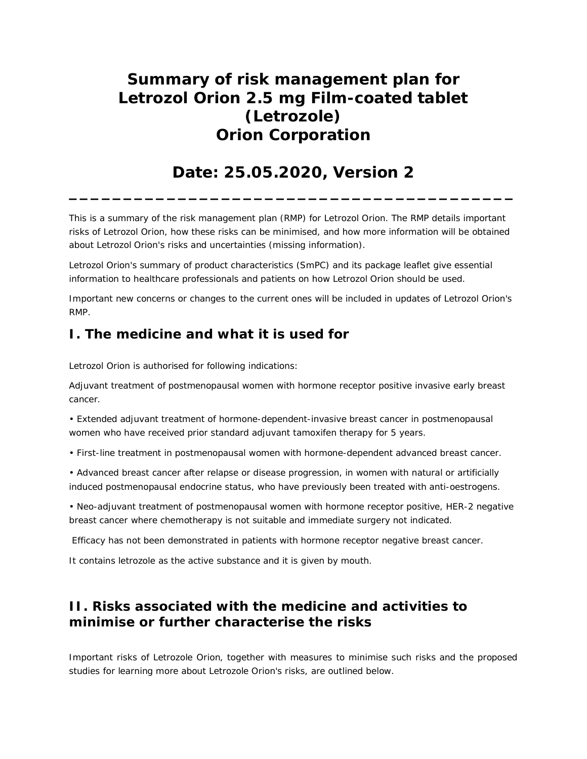# Summary of risk management plan for Letrozol Orion 2.5 mg Film-coated tablet (Letrozole) Orion Corporation

# Date: 25.05.2020, Version 2

---

This is a summary of the risk management plan (RMP) for Letrozol Orion. The RMP details important risks of Letrozol Orion, how these risks can be minimised, and how more information will be obtained about Letrozol Orion's risks and uncertainties (missing information).

Letrozol Orion's summary of product characteristics (SmPC) and its package leaflet give essential information to healthcare professionals and patients on how Letrozol Orion should be used.

Important new concerns or changes to the current ones will be included in updates of Letrozol Orion's RMP.

## I. The medicine and what it is used for

Letrozol Orion is authorised for following indications:

Adjuvant treatment of postmenopausal women with hormone receptor positive invasive early breast cancer.

• Extended adjuvant treatment of hormone-dependent-invasive breast cancer in postmenopausal women who have received prior standard adjuvant tamoxifen therapy for 5 years.

• First-line treatment in postmenopausal women with hormone-dependent advanced breast cancer.

• Advanced breast cancer after relapse or disease progression, in women with natural or artificially induced postmenopausal endocrine status, who have previously been treated with anti-oestrogens.

• Neo-adjuvant treatment of postmenopausal women with hormone receptor positive, HER-2 negative breast cancer where chemotherapy is not suitable and immediate surgery not indicated.

Efficacy has not been demonstrated in patients with hormone receptor negative breast cancer.

It contains letrozole as the active substance and it is given by mouth.

## II. Risks associated with the medicine and activities to minimise or further characterise the risks

Important risks of Letrozole Orion, together with measures to minimise such risks and the proposed studies for learning more about Letrozole Orion's risks, are outlined below.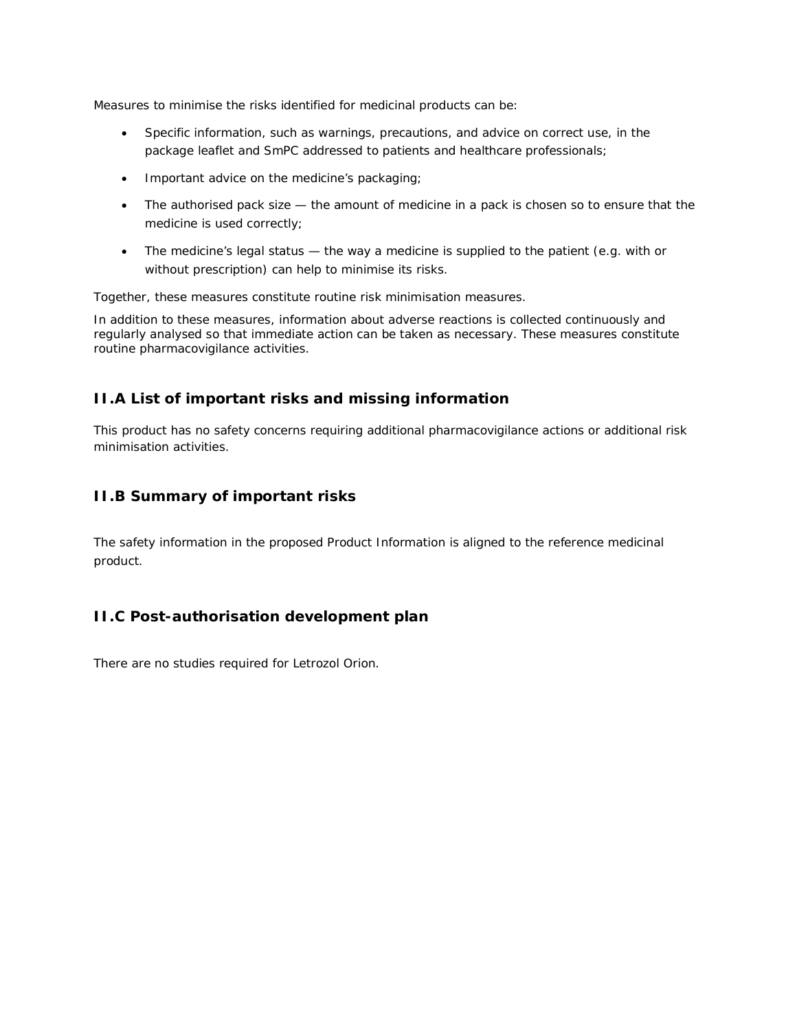Measures to minimise the risks identified for medicinal products can be:

- Specific information, such as warnings, precautions, and advice on correct use, in the package leaflet and SmPC addressed to patients and healthcare professionals;
- Important advice on the medicine's packaging;
- The authorised pack size — the amount of medicine in a pack is chosen so to ensure that the medicine is used correctly;
- The medicine's legal status — the way a medicine is supplied to the patient (e.g. with or without prescription) can help to minimise its risks.

Together, these measures constitute routine risk minimisation measures.

In addition to these measures, information about adverse reactions is collected continuously and regularly analysed so that immediate action can be taken as necessary. These measures constitute routine pharmacovigilance activities.

## II.A List of important risks and missing information

This product has no safety concerns requiring additional pharmacovigilance actions or additional risk minimisation activities.

## II.B Summary of important risks

The safety information in the proposed Product Information is aligned to the reference medicinal product.

## II.C Post-authorisation development plan

There are no studies required for Letrozol Orion.